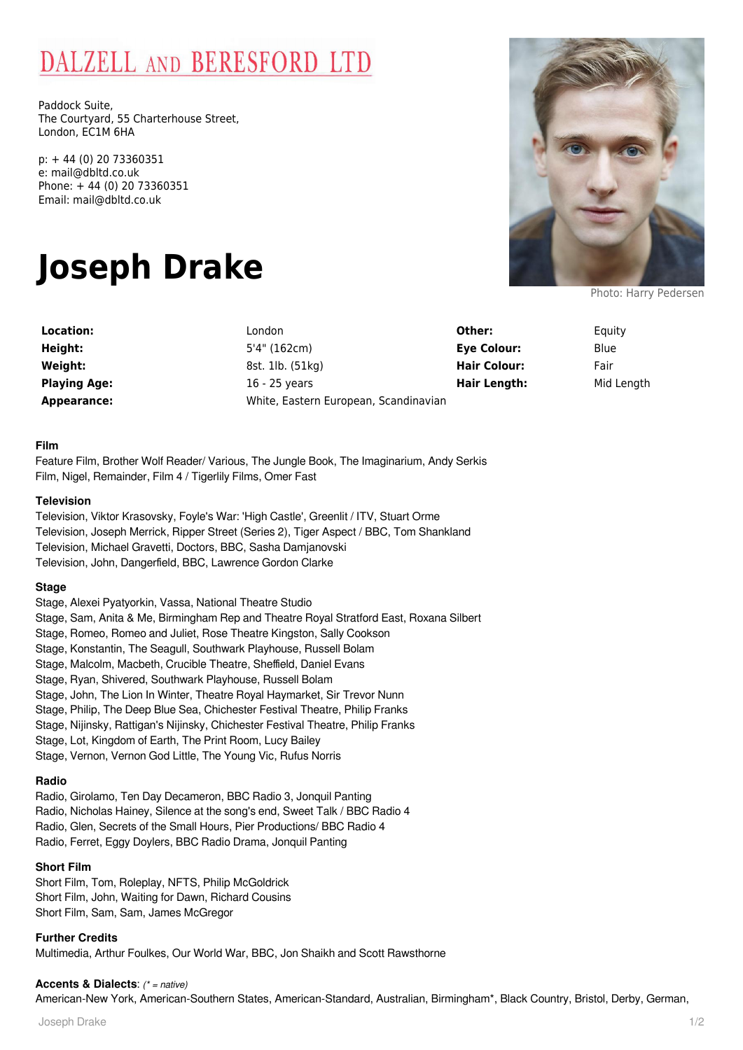# DALZELL AND BERESFORD LTD

Paddock Suite,
The Courtyard, 55 Charterhouse Street,
London, EC1M 6HA

p: + 44 (0) 20 73360351
e: mail@dbltd.co.uk
Phone: + 44 (0) 20 73360351
Email: mail@dbltd.co.uk

# Joseph Drake

Photo: Harry Pedersen

| | | | |
|---|---|---|---|
| **Location:** | London | **Other:** | Equity |
| **Height:** | 5'4" (162cm) | **Eye Colour:** | Blue |
| **Weight:** | 8st. 1lb. (51kg) | **Hair Colour:** | Fair |
| **Playing Age:** | 16 - 25 years | **Hair Length:** | Mid Length |
| **Appearance:** | White, Eastern European, Scandinavian | | |

### Film

Feature Film, Brother Wolf Reader/ Various, The Jungle Book, The Imaginarium, Andy Serkis
Film, Nigel, Remainder, Film 4 / Tigerlily Films, Omer Fast

### Television

Television, Viktor Krasovsky, Foyle's War: 'High Castle', Greenlit / ITV, Stuart Orme
Television, Joseph Merrick, Ripper Street (Series 2), Tiger Aspect / BBC, Tom Shankland
Television, Michael Gravetti, Doctors, BBC, Sasha Damjanovski
Television, John, Dangerfield, BBC, Lawrence Gordon Clarke

### Stage

Stage, Alexei Pyatyorkin, Vassa, National Theatre Studio
Stage, Sam, Anita & Me, Birmingham Rep and Theatre Royal Stratford East, Roxana Silbert
Stage, Romeo, Romeo and Juliet, Rose Theatre Kingston, Sally Cookson
Stage, Konstantin, The Seagull, Southwark Playhouse, Russell Bolam
Stage, Malcolm, Macbeth, Crucible Theatre, Sheffield, Daniel Evans
Stage, Ryan, Shivered, Southwark Playhouse, Russell Bolam
Stage, John, The Lion In Winter, Theatre Royal Haymarket, Sir Trevor Nunn
Stage, Philip, The Deep Blue Sea, Chichester Festival Theatre, Philip Franks
Stage, Nijinsky, Rattigan's Nijinsky, Chichester Festival Theatre, Philip Franks
Stage, Lot, Kingdom of Earth, The Print Room, Lucy Bailey
Stage, Vernon, Vernon God Little, The Young Vic, Rufus Norris

### Radio

Radio, Girolamo, Ten Day Decameron, BBC Radio 3, Jonquil Panting
Radio, Nicholas Hainey, Silence at the song's end, Sweet Talk / BBC Radio 4
Radio, Glen, Secrets of the Small Hours, Pier Productions/ BBC Radio 4
Radio, Ferret, Eggy Doylers, BBC Radio Drama, Jonquil Panting

### Short Film

Short Film, Tom, Roleplay, NFTS, Philip McGoldrick
Short Film, John, Waiting for Dawn, Richard Cousins
Short Film, Sam, Sam, James McGregor

### Further Credits

Multimedia, Arthur Foulkes, Our World War, BBC, Jon Shaikh and Scott Rawsthorne

**Accents & Dialects**: *(* = native)*
American-New York, American-Southern States, American-Standard, Australian, Birmingham*, Black Country, Bristol, Derby, German,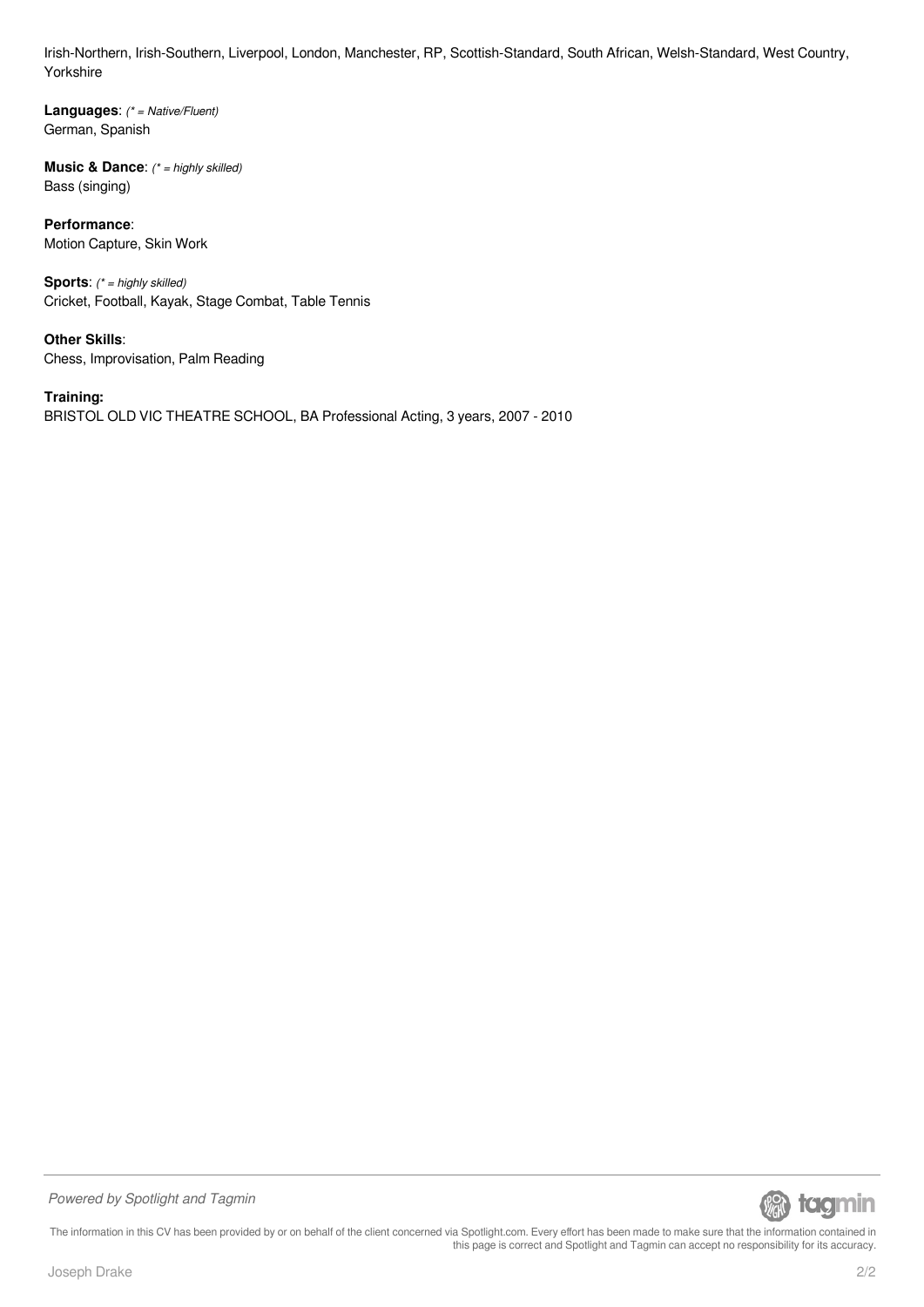Irish-Northern, Irish-Southern, Liverpool, London, Manchester, RP, Scottish-Standard, South African, Welsh-Standard, West Country, Yorkshire

**Languages**: *(* = Native/Fluent)*
German, Spanish

**Music & Dance**: *(* = highly skilled)*
Bass (singing)

**Performance**:
Motion Capture, Skin Work

**Sports**: *(* = highly skilled)*
Cricket, Football, Kayak, Stage Combat, Table Tennis

**Other Skills**:
Chess, Improvisation, Palm Reading

**Training:**
BRISTOL OLD VIC THEATRE SCHOOL, BA Professional Acting, 3 years, 2007 - 2010

*Powered by Spotlight and Tagmin*

The information in this CV has been provided by or on behalf of the client concerned via Spotlight.com. Every effort has been made to make sure that the information contained in this page is correct and Spotlight and Tagmin can accept no responsibility for its accuracy.